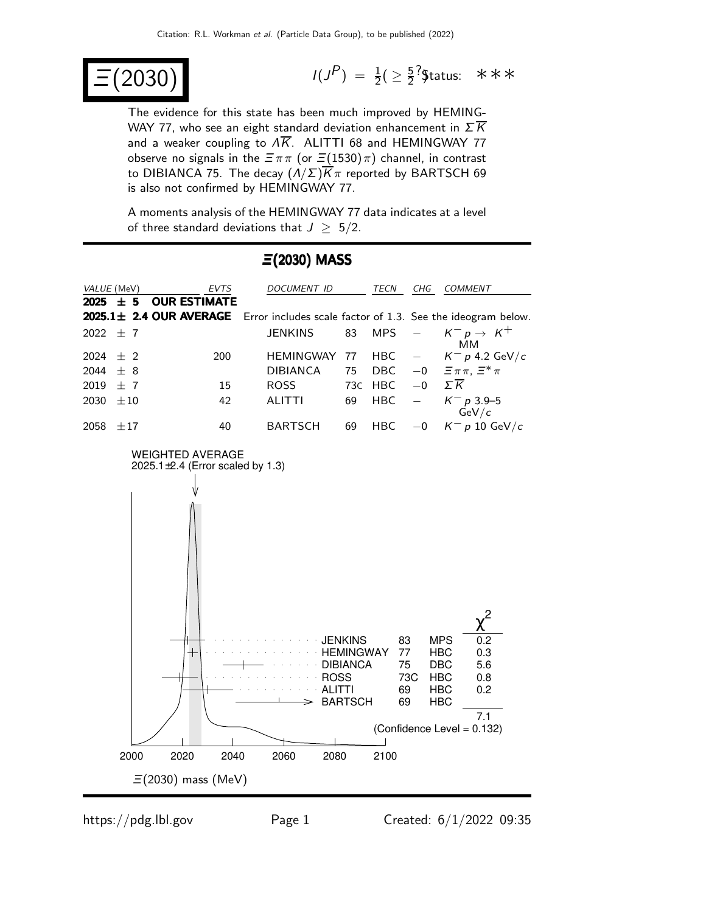# $\Xi(2030)$

$I(J^P) = \frac{1}{2}(\geq \frac{5}{2}^?)$ Status: ∗∗∗

The evidence for this state has been much improved by HEMINGWAY 77, who see an eight standard deviation enhancement in $\Sigma\overline{K}$ and a weaker coupling to $\Lambda\overline{K}$. ALITTI 68 and HEMINGWAY 77 observe no signals in the $\Xi\pi\pi$ (or $\Xi(1530)\pi$) channel, in contrast to DIBIANCA 75. The decay $(\Lambda/\Sigma)\overline{K}\pi$ reported by BARTSCH 69 is also not confirmed by HEMINGWAY 77.

A moments analysis of the HEMINGWAY 77 data indicates at a level of three standard deviations that $J \geq 5/2$.

## $\Xi(2030)$ MASS

| VALUE (MeV) | EVTS | DOCUMENT ID | | TECN | CHG | COMMENT |
|---|---|---|---|---|---|---|
| **2025 ± 5 OUR ESTIMATE** | | | | | | |
| **2025.1± 2.4 OUR AVERAGE** | | Error includes scale factor of 1.3. See the ideogram below. | | | | |
| 2022 ± 7 | | JENKINS | 83 | MPS | − | $K^- p \to K^+$ MM |
| 2024 ± 2 | 200 | HEMINGWAY | 77 | HBC | − | $K^- p$ 4.2 GeV/$c$ |
| 2044 ± 8 | | DIBIANCA | 75 | DBC | −0 | $\Xi\pi\pi$, $\Xi^*\pi$ |
| 2019 ± 7 | 15 | ROSS | 73C | HBC | −0 | $\Sigma\overline{K}$ |
| 2030 ±10 | 42 | ALITTI | 69 | HBC | − | $K^- p$ 3.9–5 GeV/$c$ |
| 2058 ±17 | 40 | BARTSCH | 69 | HBC | −0 | $K^- p$ 10 GeV/$c$ |

WEIGHTED AVERAGE
2025.1±2.4 (Error scaled by 1.3)

| | | | $\chi^2$ |
|---|---|---|---|
| JENKINS | 83 | MPS | 0.2 |
| HEMINGWAY | 77 | HBC | 0.3 |
| DIBIANCA | 75 | DBC | 5.6 |
| ROSS | 73C | HBC | 0.8 |
| ALITTI | 69 | HBC | 0.2 |
| BARTSCH | 69 | HBC | |
| | | | 7.1 |

(Confidence Level = 0.132)

$\Xi(2030)$ mass (MeV)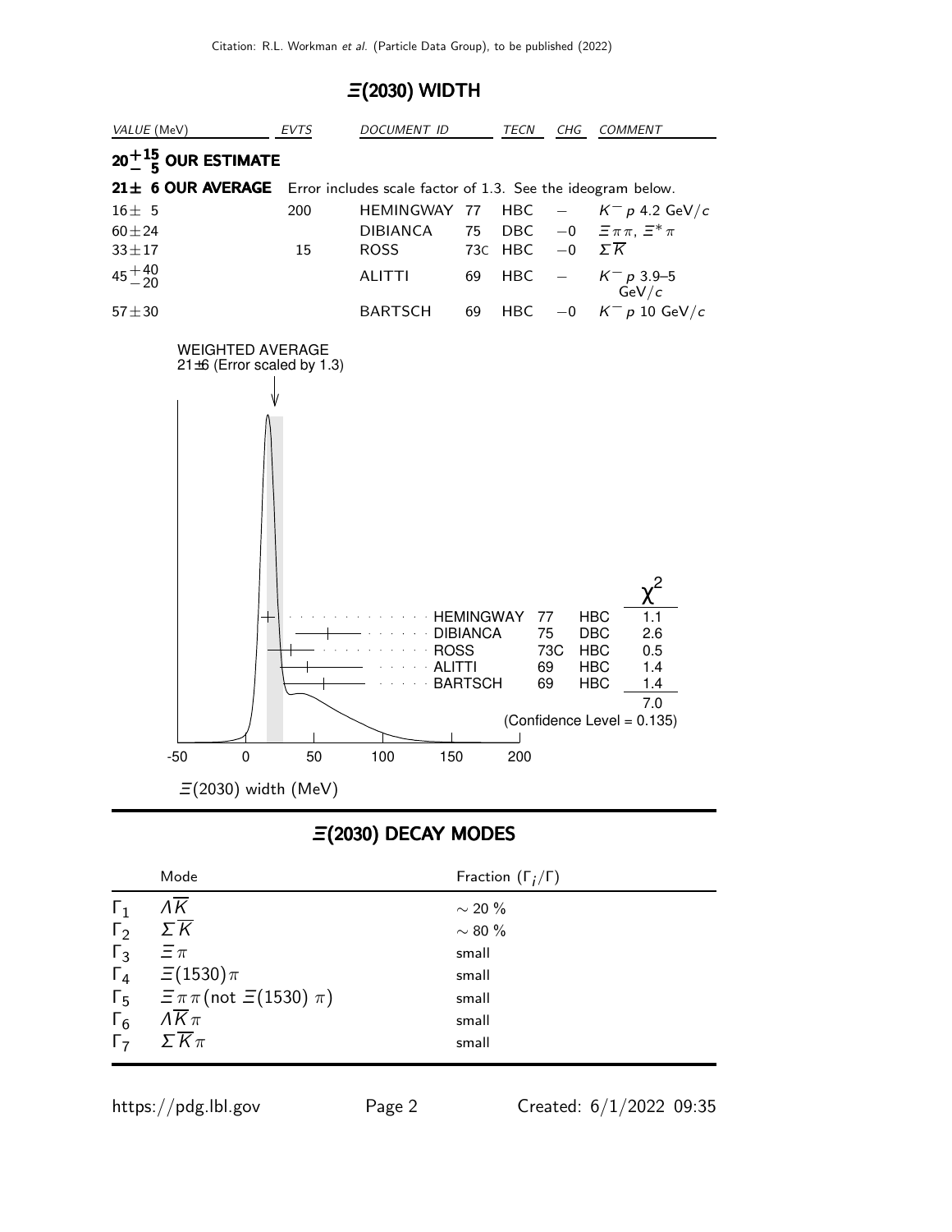## $\Xi(2030)$ WIDTH

| VALUE (MeV) | EVTS | DOCUMENT ID | | TECN | CHG | COMMENT |
|---|---|---|---|---|---|---|
| $20^{+15}_{-5}$ **OUR ESTIMATE** | | | | | | |
| **21± 6 OUR AVERAGE** | Error includes scale factor of 1.3. See the ideogram below. | | | | | |
| $16\pm 5$ | 200 | HEMINGWAY | 77 | HBC | $-$ | $K^- p$ 4.2 GeV/$c$ |
| $60\pm24$ | | DIBIANCA | 75 | DBC | $-0$ | $\Xi\pi\pi$, $\Xi^*\pi$ |
| $33\pm17$ | 15 | ROSS | 73C | HBC | $-0$ | $\Sigma\overline{K}$ |
| $45^{+40}_{-20}$ | | ALITTI | 69 | HBC | $-$ | $K^- p$ 3.9–5 GeV/$c$ |
| $57\pm30$ | | BARTSCH | 69 | HBC | $-0$ | $K^- p$ 10 GeV/$c$ |

WEIGHTED AVERAGE
21±6 (Error scaled by 1.3)

| | | | $\chi^2$ |
|---|---|---|---|
| HEMINGWAY | 77 | HBC | 1.1 |
| DIBIANCA | 75 | DBC | 2.6 |
| ROSS | 73C | HBC | 0.5 |
| ALITTI | 69 | HBC | 1.4 |
| BARTSCH | 69 | HBC | 1.4 |
| | | | 7.0 |

(Confidence Level = 0.135)

$\Xi(2030)$ width (MeV)

## $\Xi(2030)$ DECAY MODES

| | Mode | Fraction ($\Gamma_i/\Gamma$) |
|---|---|---|
| $\Gamma_1$ | $\Lambda\overline{K}$ | $\sim 20\ \%$ |
| $\Gamma_2$ | $\Sigma\overline{K}$ | $\sim 80\ \%$ |
| $\Gamma_3$ | $\Xi\pi$ | small |
| $\Gamma_4$ | $\Xi(1530)\pi$ | small |
| $\Gamma_5$ | $\Xi\pi\pi$ (not $\Xi(1530)\ \pi$) | small |
| $\Gamma_6$ | $\Lambda\overline{K}\pi$ | small |
| $\Gamma_7$ | $\Sigma\overline{K}\pi$ | small |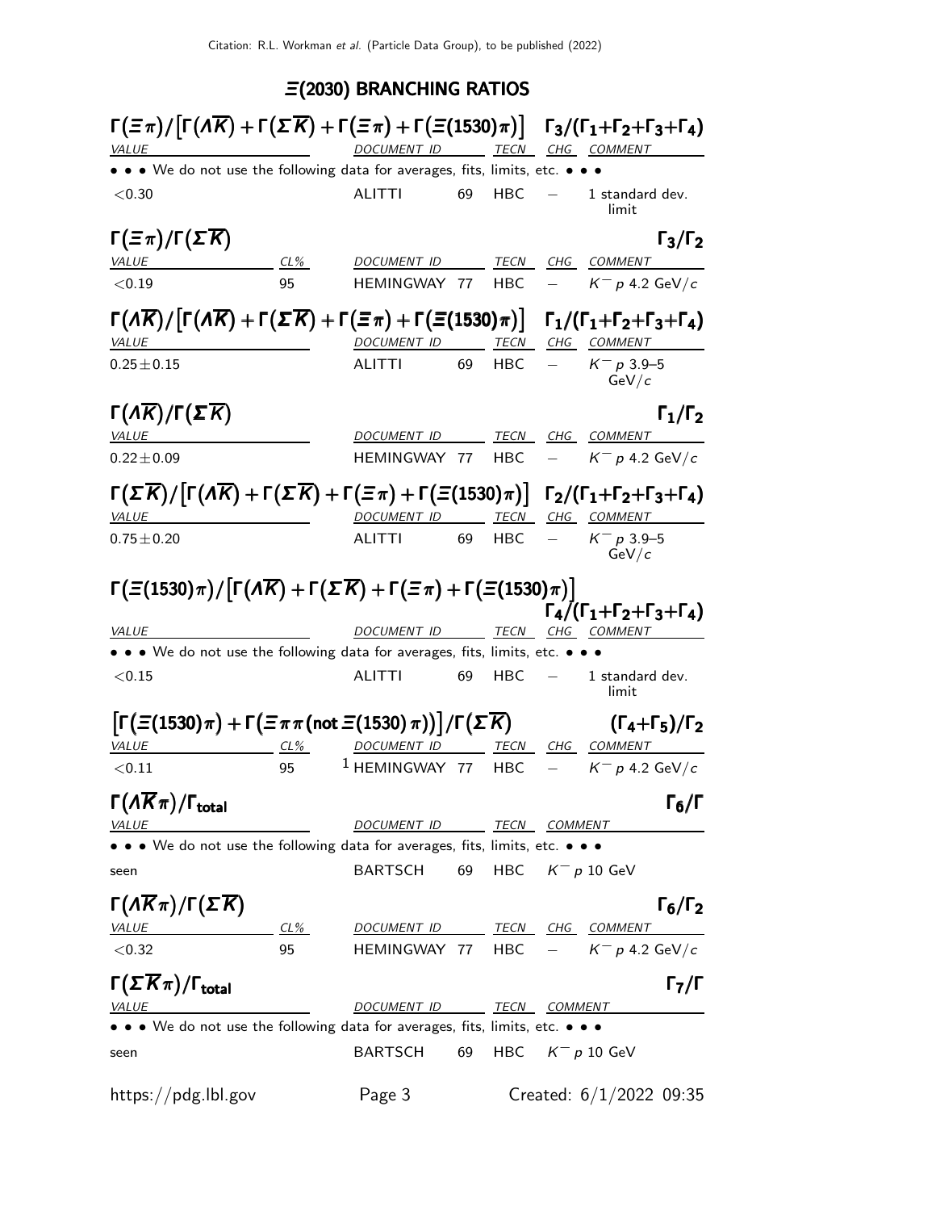## $\Xi(2030)$ BRANCHING RATIOS

### $\Gamma(\Xi\pi)/[\Gamma(\Lambda\overline{K})+\Gamma(\Sigma\overline{K})+\Gamma(\Xi\pi)+\Gamma(\Xi(1530)\pi)]$ — $\Gamma_3/(\Gamma_1+\Gamma_2+\Gamma_3+\Gamma_4)$

| VALUE | DOCUMENT ID | | TECN | CHG | COMMENT |
|---|---|---|---|---|---|
| • • • We do not use the following data for averages, fits, limits, etc. • • • | | | | | |
| $<0.30$ | ALITTI | 69 | HBC | $-$ | 1 standard dev. limit |

### $\Gamma(\Xi\pi)/\Gamma(\Sigma\overline{K})$ — $\Gamma_3/\Gamma_2$

| VALUE | CL% | DOCUMENT ID | | TECN | CHG | COMMENT |
|---|---|---|---|---|---|---|
| $<0.19$ | 95 | HEMINGWAY | 77 | HBC | $-$ | $K^- p$ 4.2 GeV/$c$ |

### $\Gamma(\Lambda\overline{K})/[\Gamma(\Lambda\overline{K})+\Gamma(\Sigma\overline{K})+\Gamma(\Xi\pi)+\Gamma(\Xi(1530)\pi)]$ — $\Gamma_1/(\Gamma_1+\Gamma_2+\Gamma_3+\Gamma_4)$

| VALUE | DOCUMENT ID | | TECN | CHG | COMMENT |
|---|---|---|---|---|---|
| $0.25\pm0.15$ | ALITTI | 69 | HBC | $-$ | $K^- p$ 3.9–5 GeV/$c$ |

### $\Gamma(\Lambda\overline{K})/\Gamma(\Sigma\overline{K})$ — $\Gamma_1/\Gamma_2$

| VALUE | DOCUMENT ID | | TECN | CHG | COMMENT |
|---|---|---|---|---|---|
| $0.22\pm0.09$ | HEMINGWAY | 77 | HBC | $-$ | $K^- p$ 4.2 GeV/$c$ |

### $\Gamma(\Sigma\overline{K})/[\Gamma(\Lambda\overline{K})+\Gamma(\Sigma\overline{K})+\Gamma(\Xi\pi)+\Gamma(\Xi(1530)\pi)]$ — $\Gamma_2/(\Gamma_1+\Gamma_2+\Gamma_3+\Gamma_4)$

| VALUE | DOCUMENT ID | | TECN | CHG | COMMENT |
|---|---|---|---|---|---|
| $0.75\pm0.20$ | ALITTI | 69 | HBC | $-$ | $K^- p$ 3.9–5 GeV/$c$ |

### $\Gamma(\Xi(1530)\pi)/[\Gamma(\Lambda\overline{K})+\Gamma(\Sigma\overline{K})+\Gamma(\Xi\pi)+\Gamma(\Xi(1530)\pi)]$ — $\Gamma_4/(\Gamma_1+\Gamma_2+\Gamma_3+\Gamma_4)$

| VALUE | DOCUMENT ID | | TECN | CHG | COMMENT |
|---|---|---|---|---|---|
| • • • We do not use the following data for averages, fits, limits, etc. • • • | | | | | |
| $<0.15$ | ALITTI | 69 | HBC | $-$ | 1 standard dev. limit |

### $[\Gamma(\Xi(1530)\pi)+\Gamma(\Xi\pi\pi(\text{not }\Xi(1530)\pi))]/\Gamma(\Sigma\overline{K})$ — $(\Gamma_4+\Gamma_5)/\Gamma_2$

| VALUE | CL% | DOCUMENT ID | | TECN | CHG | COMMENT |
|---|---|---|---|---|---|---|
| $<0.11$ | 95 | [1] HEMINGWAY | 77 | HBC | $-$ | $K^- p$ 4.2 GeV/$c$ |

### $\Gamma(\Lambda\overline{K}\pi)/\Gamma_{\text{total}}$ — $\Gamma_6/\Gamma$

| VALUE | DOCUMENT ID | | TECN | COMMENT |
|---|---|---|---|---|
| • • • We do not use the following data for averages, fits, limits, etc. • • • | | | | |
| seen | BARTSCH | 69 | HBC | $K^- p$ 10 GeV |

### $\Gamma(\Lambda\overline{K}\pi)/\Gamma(\Sigma\overline{K})$ — $\Gamma_6/\Gamma_2$

| VALUE | CL% | DOCUMENT ID | | TECN | CHG | COMMENT |
|---|---|---|---|---|---|---|
| $<0.32$ | 95 | HEMINGWAY | 77 | HBC | $-$ | $K^- p$ 4.2 GeV/$c$ |

### $\Gamma(\Sigma\overline{K}\pi)/\Gamma_{\text{total}}$ — $\Gamma_7/\Gamma$

| VALUE | DOCUMENT ID | | TECN | COMMENT |
|---|---|---|---|---|
| • • • We do not use the following data for averages, fits, limits, etc. • • • | | | | |
| seen | BARTSCH | 69 | HBC | $K^- p$ 10 GeV |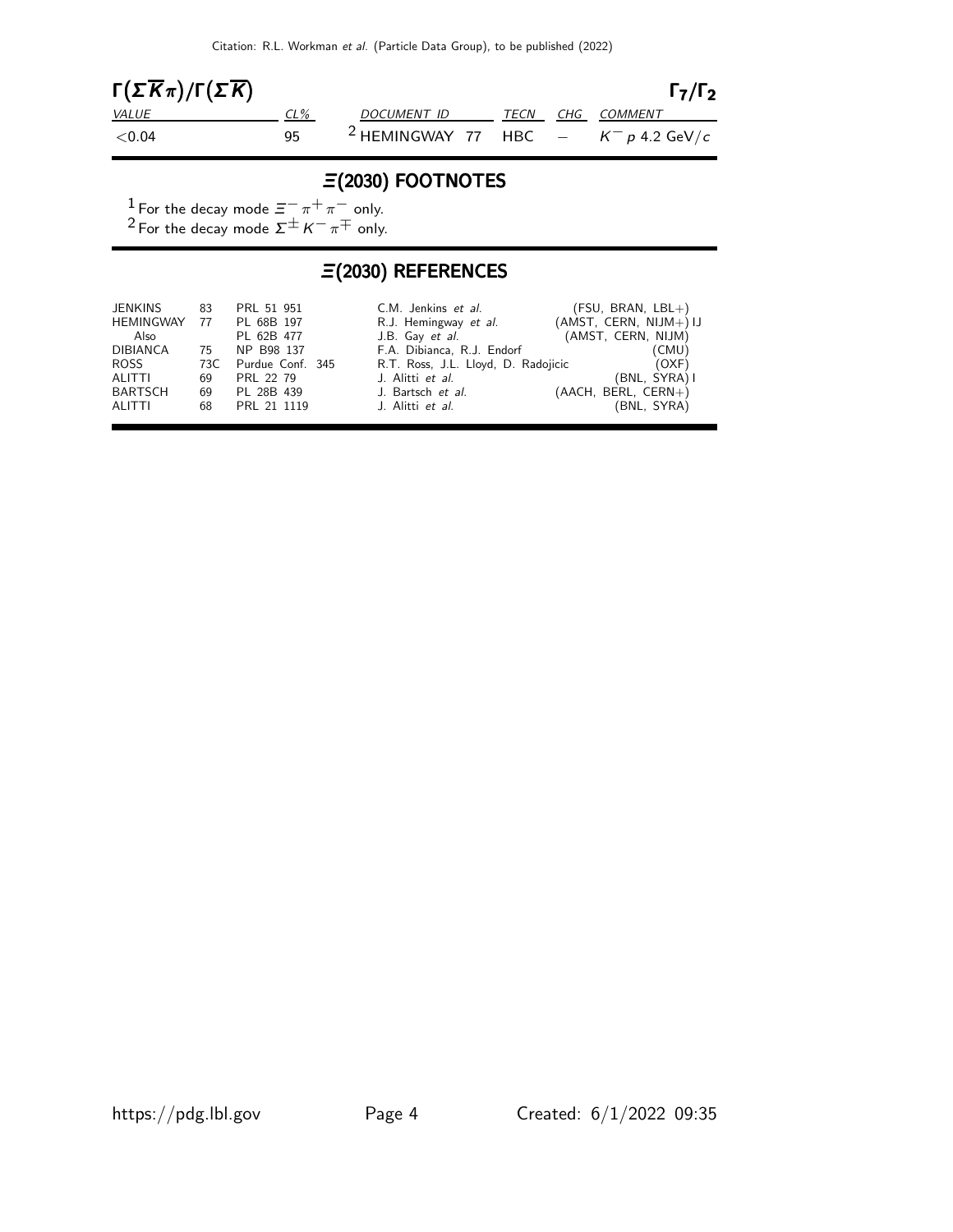## $\Gamma(\Sigma \overline{K} \pi)/\Gamma(\Sigma \overline{K})$ — $\Gamma_7/\Gamma_2$

| VALUE | CL% | DOCUMENT ID | TECN | CHG | COMMENT |
|---|---|---|---|---|---|
| $<0.04$ | 95 | [2] HEMINGWAY 77 | HBC | $-$ | $K^- p$ 4.2 GeV/$c$ |

## $\Xi(2030)$ FOOTNOTES

[1] For the decay mode $\Xi^- \pi^+ \pi^-$ only.

[2] For the decay mode $\Sigma^\pm K^- \pi^\mp$ only.

## $\Xi(2030)$ REFERENCES

| | | | | |
|---|---|---|---|---|
| JENKINS | 83 | PRL 51 951 | C.M. Jenkins *et al.* | (FSU, BRAN, LBL+) |
| HEMINGWAY | 77 | PL 68B 197 | R.J. Hemingway *et al.* | (AMST, CERN, NIJM+) IJ |
| Also | | PL 62B 477 | J.B. Gay *et al.* | (AMST, CERN, NIJM) |
| DIBIANCA | 75 | NP B98 137 | F.A. Dibianca, R.J. Endorf | (CMU) |
| ROSS | 73C | Purdue Conf. 345 | R.T. Ross, J.L. Lloyd, D. Radojicic | (OXF) |
| ALITTI | 69 | PRL 22 79 | J. Alitti *et al.* | (BNL, SYRA) I |
| BARTSCH | 69 | PL 28B 439 | J. Bartsch *et al.* | (AACH, BERL, CERN+) |
| ALITTI | 68 | PRL 21 1119 | J. Alitti *et al.* | (BNL, SYRA) |